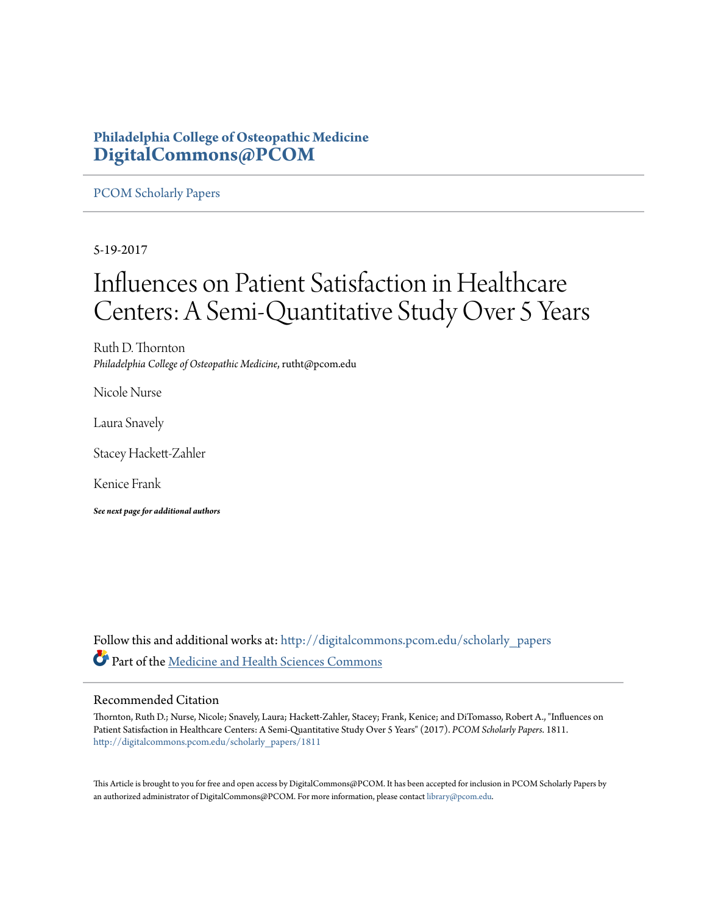**Philadelphia College of Osteopathic Medicine**
**DigitalCommons@PCOM**

PCOM Scholarly Papers

5-19-2017

# Influences on Patient Satisfaction in Healthcare Centers: A Semi-Quantitative Study Over 5 Years

Ruth D. Thornton
*Philadelphia College of Osteopathic Medicine*, rutht@pcom.edu

Nicole Nurse

Laura Snavely

Stacey Hackett-Zahler

Kenice Frank

***See next page for additional authors***

Follow this and additional works at: http://digitalcommons.pcom.edu/scholarly_papers

Part of the Medicine and Health Sciences Commons

## Recommended Citation

Thornton, Ruth D.; Nurse, Nicole; Snavely, Laura; Hackett-Zahler, Stacey; Frank, Kenice; and DiTomasso, Robert A., "Influences on Patient Satisfaction in Healthcare Centers: A Semi-Quantitative Study Over 5 Years" (2017). *PCOM Scholarly Papers*. 1811.
http://digitalcommons.pcom.edu/scholarly_papers/1811

This Article is brought to you for free and open access by DigitalCommons@PCOM. It has been accepted for inclusion in PCOM Scholarly Papers by an authorized administrator of DigitalCommons@PCOM. For more information, please contact library@pcom.edu.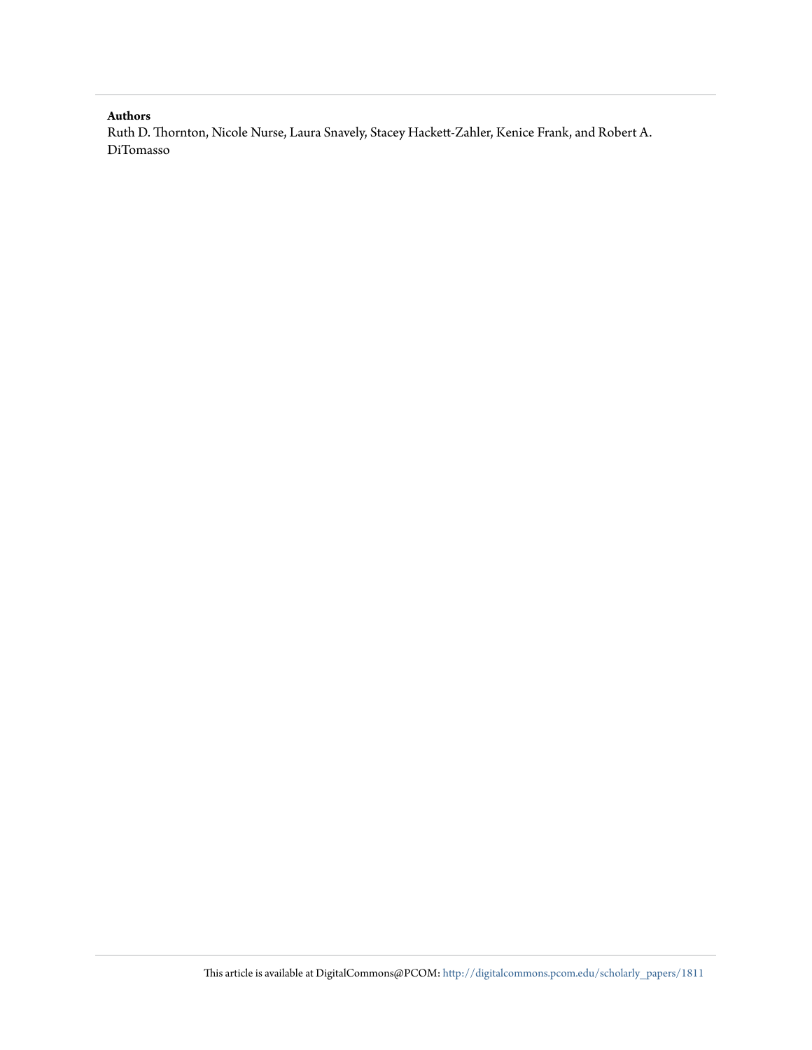**Authors**

Ruth D. Thornton, Nicole Nurse, Laura Snavely, Stacey Hackett-Zahler, Kenice Frank, and Robert A. DiTomasso

This article is available at DigitalCommons@PCOM: http://digitalcommons.pcom.edu/scholarly_papers/1811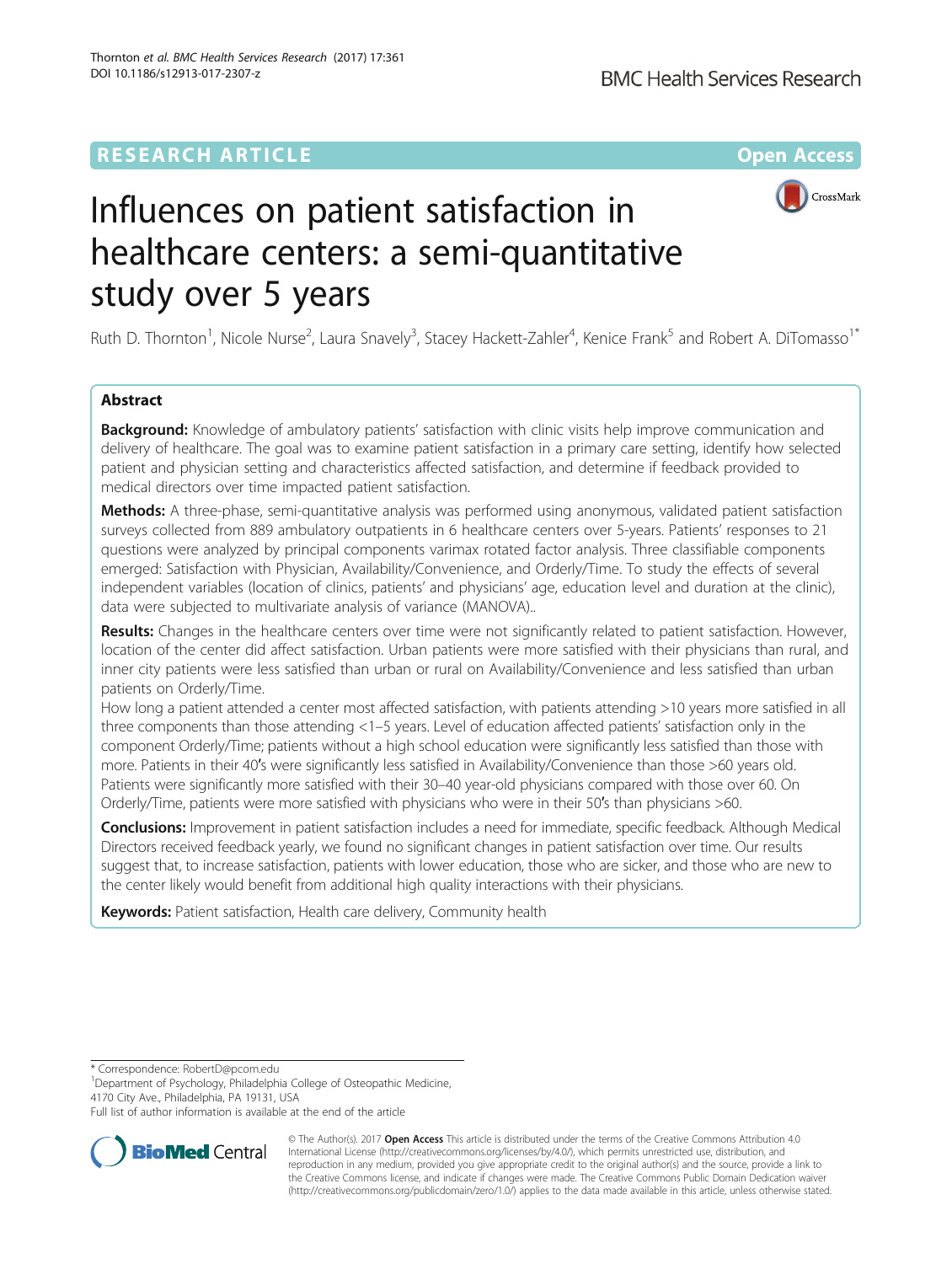# Influences on patient satisfaction in healthcare centers: a semi-quantitative study over 5 years

Ruth D. Thornton[1], Nicole Nurse[2], Laura Snavely[3], Stacey Hackett-Zahler[4], Kenice Frank[5] and Robert A. DiTomasso[1*]

## Abstract

**Background:** Knowledge of ambulatory patients' satisfaction with clinic visits help improve communication and delivery of healthcare. The goal was to examine patient satisfaction in a primary care setting, identify how selected patient and physician setting and characteristics affected satisfaction, and determine if feedback provided to medical directors over time impacted patient satisfaction.

**Methods:** A three-phase, semi-quantitative analysis was performed using anonymous, validated patient satisfaction surveys collected from 889 ambulatory outpatients in 6 healthcare centers over 5-years. Patients' responses to 21 questions were analyzed by principal components varimax rotated factor analysis. Three classifiable components emerged: Satisfaction with Physician, Availability/Convenience, and Orderly/Time. To study the effects of several independent variables (location of clinics, patients' and physicians' age, education level and duration at the clinic), data were subjected to multivariate analysis of variance (MANOVA)..

**Results:** Changes in the healthcare centers over time were not significantly related to patient satisfaction. However, location of the center did affect satisfaction. Urban patients were more satisfied with their physicians than rural, and inner city patients were less satisfied than urban or rural on Availability/Convenience and less satisfied than urban patients on Orderly/Time.

How long a patient attended a center most affected satisfaction, with patients attending >10 years more satisfied in all three components than those attending <1–5 years. Level of education affected patients' satisfaction only in the component Orderly/Time; patients without a high school education were significantly less satisfied than those with more. Patients in their 40′s were significantly less satisfied in Availability/Convenience than those >60 years old. Patients were significantly more satisfied with their 30–40 year-old physicians compared with those over 60. On Orderly/Time, patients were more satisfied with physicians who were in their 50′s than physicians >60.

**Conclusions:** Improvement in patient satisfaction includes a need for immediate, specific feedback. Although Medical Directors received feedback yearly, we found no significant changes in patient satisfaction over time. Our results suggest that, to increase satisfaction, patients with lower education, those who are sicker, and those who are new to the center likely would benefit from additional high quality interactions with their physicians.

**Keywords:** Patient satisfaction, Health care delivery, Community health

---

\* Correspondence: RobertD@pcom.edu

[1]Department of Psychology, Philadelphia College of Osteopathic Medicine, 4170 City Ave., Philadelphia, PA 19131, USA

Full list of author information is available at the end of the article

© The Author(s). 2017 **Open Access** This article is distributed under the terms of the Creative Commons Attribution 4.0 International License (http://creativecommons.org/licenses/by/4.0/), which permits unrestricted use, distribution, and reproduction in any medium, provided you give appropriate credit to the original author(s) and the source, provide a link to the Creative Commons license, and indicate if changes were made. The Creative Commons Public Domain Dedication waiver (http://creativecommons.org/publicdomain/zero/1.0/) applies to the data made available in this article, unless otherwise stated.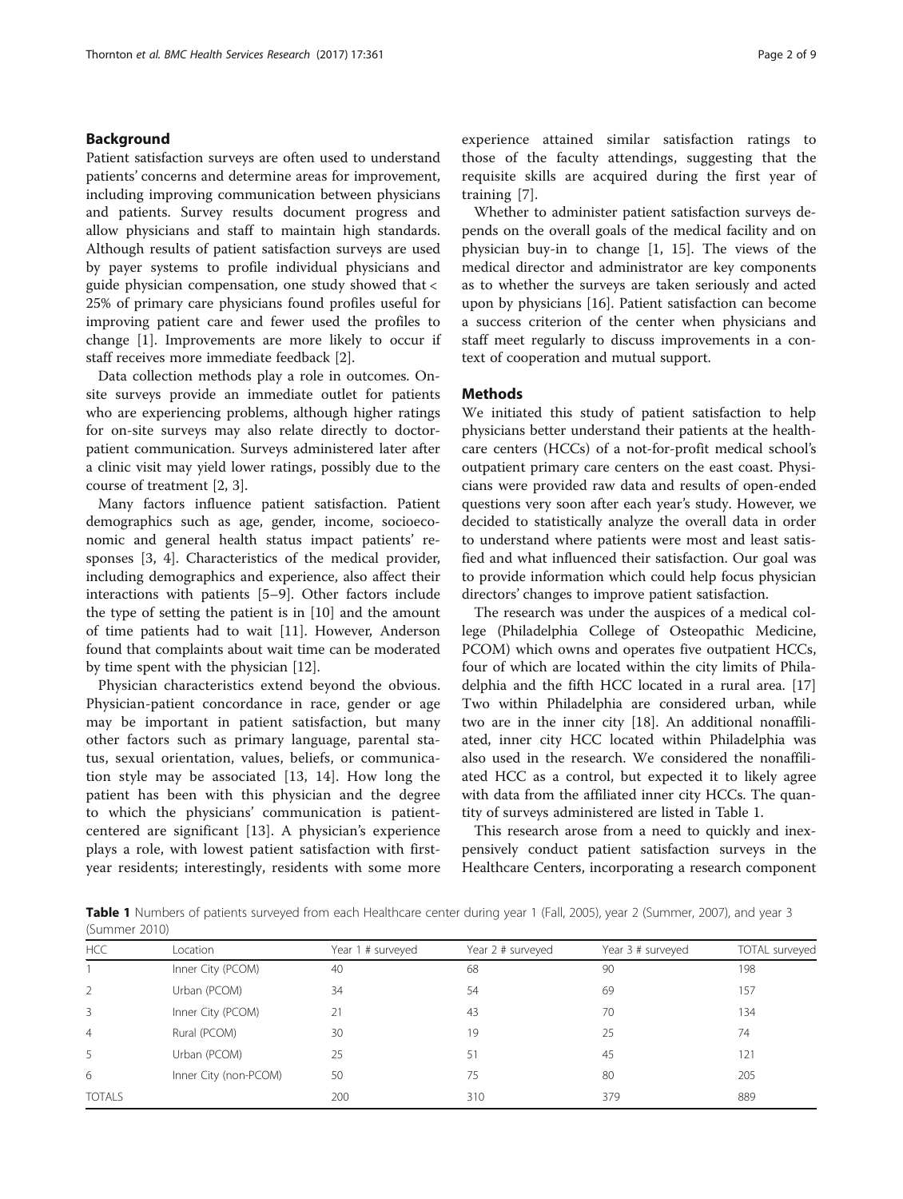## Background

Patient satisfaction surveys are often used to understand patients' concerns and determine areas for improvement, including improving communication between physicians and patients. Survey results document progress and allow physicians and staff to maintain high standards. Although results of patient satisfaction surveys are used by payer systems to profile individual physicians and guide physician compensation, one study showed that < 25% of primary care physicians found profiles useful for improving patient care and fewer used the profiles to change [1]. Improvements are more likely to occur if staff receives more immediate feedback [2].

Data collection methods play a role in outcomes. On-site surveys provide an immediate outlet for patients who are experiencing problems, although higher ratings for on-site surveys may also relate directly to doctor-patient communication. Surveys administered later after a clinic visit may yield lower ratings, possibly due to the course of treatment [2, 3].

Many factors influence patient satisfaction. Patient demographics such as age, gender, income, socioeconomic and general health status impact patients' responses [3, 4]. Characteristics of the medical provider, including demographics and experience, also affect their interactions with patients [5–9]. Other factors include the type of setting the patient is in [10] and the amount of time patients had to wait [11]. However, Anderson found that complaints about wait time can be moderated by time spent with the physician [12].

Physician characteristics extend beyond the obvious. Physician-patient concordance in race, gender or age may be important in patient satisfaction, but many other factors such as primary language, parental status, sexual orientation, values, beliefs, or communication style may be associated [13, 14]. How long the patient has been with this physician and the degree to which the physicians' communication is patient-centered are significant [13]. A physician's experience plays a role, with lowest patient satisfaction with first-year residents; interestingly, residents with some more experience attained similar satisfaction ratings to those of the faculty attendings, suggesting that the requisite skills are acquired during the first year of training [7].

Whether to administer patient satisfaction surveys depends on the overall goals of the medical facility and on physician buy-in to change [1, 15]. The views of the medical director and administrator are key components as to whether the surveys are taken seriously and acted upon by physicians [16]. Patient satisfaction can become a success criterion of the center when physicians and staff meet regularly to discuss improvements in a context of cooperation and mutual support.

## Methods

We initiated this study of patient satisfaction to help physicians better understand their patients at the healthcare centers (HCCs) of a not-for-profit medical school's outpatient primary care centers on the east coast. Physicians were provided raw data and results of open-ended questions very soon after each year's study. However, we decided to statistically analyze the overall data in order to understand where patients were most and least satisfied and what influenced their satisfaction. Our goal was to provide information which could help focus physician directors' changes to improve patient satisfaction.

The research was under the auspices of a medical college (Philadelphia College of Osteopathic Medicine, PCOM) which owns and operates five outpatient HCCs, four of which are located within the city limits of Philadelphia and the fifth HCC located in a rural area. [17] Two within Philadelphia are considered urban, while two are in the inner city [18]. An additional nonaffiliated, inner city HCC located within Philadelphia was also used in the research. We considered the nonaffiliated HCC as a control, but expected it to likely agree with data from the affiliated inner city HCCs. The quantity of surveys administered are listed in Table 1.

This research arose from a need to quickly and inexpensively conduct patient satisfaction surveys in the Healthcare Centers, incorporating a research component

**Table 1** Numbers of patients surveyed from each Healthcare center during year 1 (Fall, 2005), year 2 (Summer, 2007), and year 3 (Summer 2010)

| HCC | Location | Year 1 # surveyed | Year 2 # surveyed | Year 3 # surveyed | TOTAL surveyed |
|---|---|---|---|---|---|
| 1 | Inner City (PCOM) | 40 | 68 | 90 | 198 |
| 2 | Urban (PCOM) | 34 | 54 | 69 | 157 |
| 3 | Inner City (PCOM) | 21 | 43 | 70 | 134 |
| 4 | Rural (PCOM) | 30 | 19 | 25 | 74 |
| 5 | Urban (PCOM) | 25 | 51 | 45 | 121 |
| 6 | Inner City (non-PCOM) | 50 | 75 | 80 | 205 |
| TOTALS | | 200 | 310 | 379 | 889 |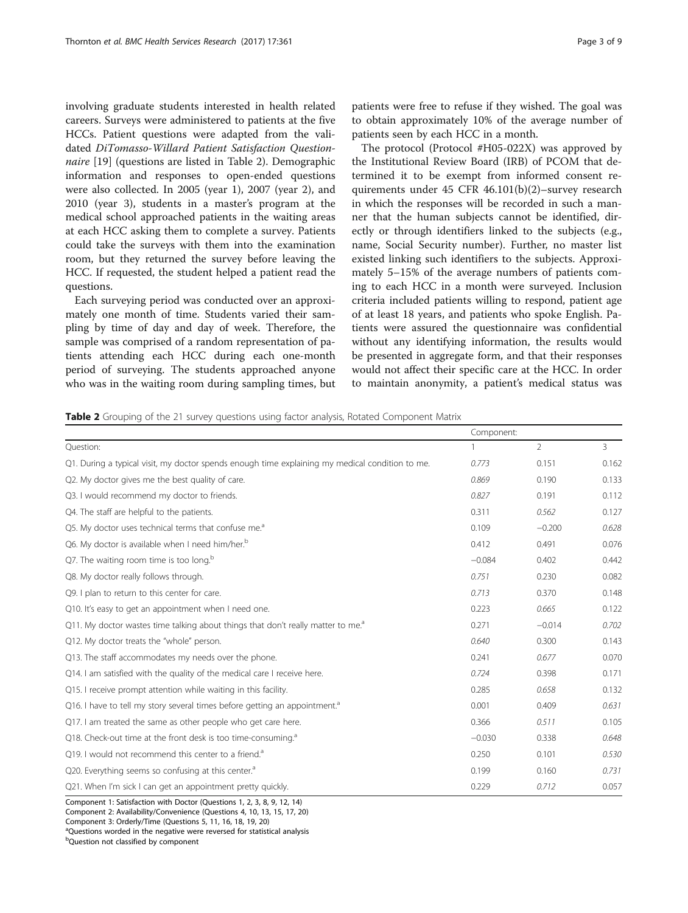involving graduate students interested in health related careers. Surveys were administered to patients at the five HCCs. Patient questions were adapted from the validated *DiTomasso-Willard Patient Satisfaction Questionnaire* [19] (questions are listed in Table 2). Demographic information and responses to open-ended questions were also collected. In 2005 (year 1), 2007 (year 2), and 2010 (year 3), students in a master's program at the medical school approached patients in the waiting areas at each HCC asking them to complete a survey. Patients could take the surveys with them into the examination room, but they returned the survey before leaving the HCC. If requested, the student helped a patient read the questions.

Each surveying period was conducted over an approximately one month of time. Students varied their sampling by time of day and day of week. Therefore, the sample was comprised of a random representation of patients attending each HCC during each one-month period of surveying. The students approached anyone who was in the waiting room during sampling times, but patients were free to refuse if they wished. The goal was to obtain approximately 10% of the average number of patients seen by each HCC in a month.

The protocol (Protocol #H05-022X) was approved by the Institutional Review Board (IRB) of PCOM that determined it to be exempt from informed consent requirements under 45 CFR 46.101(b)(2)–survey research in which the responses will be recorded in such a manner that the human subjects cannot be identified, directly or through identifiers linked to the subjects (e.g., name, Social Security number). Further, no master list existed linking such identifiers to the subjects. Approximately 5–15% of the average numbers of patients coming to each HCC in a month were surveyed. Inclusion criteria included patients willing to respond, patient age of at least 18 years, and patients who spoke English. Patients were assured the questionnaire was confidential without any identifying information, the results would be presented in aggregate form, and that their responses would not affect their specific care at the HCC. In order to maintain anonymity, a patient's medical status was

**Table 2** Grouping of the 21 survey questions using factor analysis, Rotated Component Matrix

| | Component: | | |
|---|---|---|---|
| Question: | 1 | 2 | 3 |
| Q1. During a typical visit, my doctor spends enough time explaining my medical condition to me. | *0.773* | 0.151 | 0.162 |
| Q2. My doctor gives me the best quality of care. | *0.869* | 0.190 | 0.133 |
| Q3. I would recommend my doctor to friends. | *0.827* | 0.191 | 0.112 |
| Q4. The staff are helpful to the patients. | 0.311 | *0.562* | 0.127 |
| Q5. My doctor uses technical terms that confuse me.[a] | 0.109 | −0.200 | *0.628* |
| Q6. My doctor is available when I need him/her.[b] | 0.412 | 0.491 | 0.076 |
| Q7. The waiting room time is too long.[b] | −0.084 | 0.402 | 0.442 |
| Q8. My doctor really follows through. | *0.751* | 0.230 | 0.082 |
| Q9. I plan to return to this center for care. | *0.713* | 0.370 | 0.148 |
| Q10. It's easy to get an appointment when I need one. | 0.223 | *0.665* | 0.122 |
| Q11. My doctor wastes time talking about things that don't really matter to me.[a] | 0.271 | −0.014 | *0.702* |
| Q12. My doctor treats the "whole" person. | *0.640* | 0.300 | 0.143 |
| Q13. The staff accommodates my needs over the phone. | 0.241 | *0.677* | 0.070 |
| Q14. I am satisfied with the quality of the medical care I receive here. | *0.724* | 0.398 | 0.171 |
| Q15. I receive prompt attention while waiting in this facility. | 0.285 | *0.658* | 0.132 |
| Q16. I have to tell my story several times before getting an appointment.[a] | 0.001 | 0.409 | *0.631* |
| Q17. I am treated the same as other people who get care here. | 0.366 | *0.511* | 0.105 |
| Q18. Check-out time at the front desk is too time-consuming.[a] | −0.030 | 0.338 | *0.648* |
| Q19. I would not recommend this center to a friend.[a] | 0.250 | 0.101 | *0.530* |
| Q20. Everything seems so confusing at this center.[a] | 0.199 | 0.160 | *0.731* |
| Q21. When I'm sick I can get an appointment pretty quickly. | 0.229 | *0.712* | 0.057 |

Component 1: Satisfaction with Doctor (Questions 1, 2, 3, 8, 9, 12, 14)
Component 2: Availability/Convenience (Questions 4, 10, 13, 15, 17, 20)
Component 3: Orderly/Time (Questions 5, 11, 16, 18, 19, 20)
[a]Questions worded in the negative were reversed for statistical analysis
[b]Question not classified by component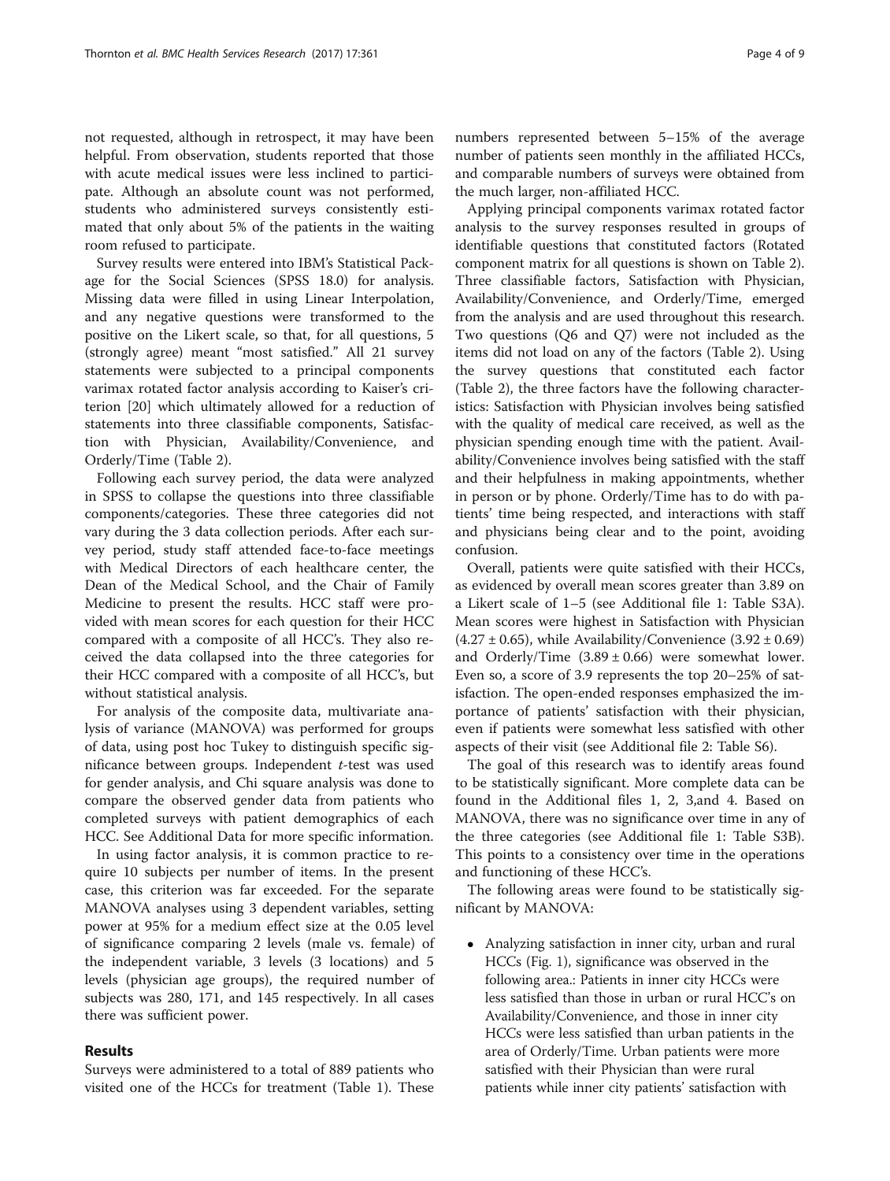not requested, although in retrospect, it may have been helpful. From observation, students reported that those with acute medical issues were less inclined to participate. Although an absolute count was not performed, students who administered surveys consistently estimated that only about 5% of the patients in the waiting room refused to participate.

Survey results were entered into IBM's Statistical Package for the Social Sciences (SPSS 18.0) for analysis. Missing data were filled in using Linear Interpolation, and any negative questions were transformed to the positive on the Likert scale, so that, for all questions, 5 (strongly agree) meant "most satisfied." All 21 survey statements were subjected to a principal components varimax rotated factor analysis according to Kaiser's criterion [20] which ultimately allowed for a reduction of statements into three classifiable components, Satisfaction with Physician, Availability/Convenience, and Orderly/Time (Table 2).

Following each survey period, the data were analyzed in SPSS to collapse the questions into three classifiable components/categories. These three categories did not vary during the 3 data collection periods. After each survey period, study staff attended face-to-face meetings with Medical Directors of each healthcare center, the Dean of the Medical School, and the Chair of Family Medicine to present the results. HCC staff were provided with mean scores for each question for their HCC compared with a composite of all HCC's. They also received the data collapsed into the three categories for their HCC compared with a composite of all HCC's, but without statistical analysis.

For analysis of the composite data, multivariate analysis of variance (MANOVA) was performed for groups of data, using post hoc Tukey to distinguish specific significance between groups. Independent *t*-test was used for gender analysis, and Chi square analysis was done to compare the observed gender data from patients who completed surveys with patient demographics of each HCC. See Additional Data for more specific information.

In using factor analysis, it is common practice to require 10 subjects per number of items. In the present case, this criterion was far exceeded. For the separate MANOVA analyses using 3 dependent variables, setting power at 95% for a medium effect size at the 0.05 level of significance comparing 2 levels (male vs. female) of the independent variable, 3 levels (3 locations) and 5 levels (physician age groups), the required number of subjects was 280, 171, and 145 respectively. In all cases there was sufficient power.

## Results

Surveys were administered to a total of 889 patients who visited one of the HCCs for treatment (Table 1). These numbers represented between 5–15% of the average number of patients seen monthly in the affiliated HCCs, and comparable numbers of surveys were obtained from the much larger, non-affiliated HCC.

Applying principal components varimax rotated factor analysis to the survey responses resulted in groups of identifiable questions that constituted factors (Rotated component matrix for all questions is shown on Table 2). Three classifiable factors, Satisfaction with Physician, Availability/Convenience, and Orderly/Time, emerged from the analysis and are used throughout this research. Two questions (Q6 and Q7) were not included as the items did not load on any of the factors (Table 2). Using the survey questions that constituted each factor (Table 2), the three factors have the following characteristics: Satisfaction with Physician involves being satisfied with the quality of medical care received, as well as the physician spending enough time with the patient. Availability/Convenience involves being satisfied with the staff and their helpfulness in making appointments, whether in person or by phone. Orderly/Time has to do with patients' time being respected, and interactions with staff and physicians being clear and to the point, avoiding confusion.

Overall, patients were quite satisfied with their HCCs, as evidenced by overall mean scores greater than 3.89 on a Likert scale of 1–5 (see Additional file 1: Table S3A). Mean scores were highest in Satisfaction with Physician ($4.27 \pm 0.65$), while Availability/Convenience ($3.92 \pm 0.69$) and Orderly/Time ($3.89 \pm 0.66$) were somewhat lower. Even so, a score of 3.9 represents the top 20–25% of satisfaction. The open-ended responses emphasized the importance of patients' satisfaction with their physician, even if patients were somewhat less satisfied with other aspects of their visit (see Additional file 2: Table S6).

The goal of this research was to identify areas found to be statistically significant. More complete data can be found in the Additional files 1, 2, 3,and 4. Based on MANOVA, there was no significance over time in any of the three categories (see Additional file 1: Table S3B). This points to a consistency over time in the operations and functioning of these HCC's.

The following areas were found to be statistically significant by MANOVA:

- Analyzing satisfaction in inner city, urban and rural HCCs (Fig. 1), significance was observed in the following area.: Patients in inner city HCCs were less satisfied than those in urban or rural HCC's on Availability/Convenience, and those in inner city HCCs were less satisfied than urban patients in the area of Orderly/Time. Urban patients were more satisfied with their Physician than were rural patients while inner city patients' satisfaction with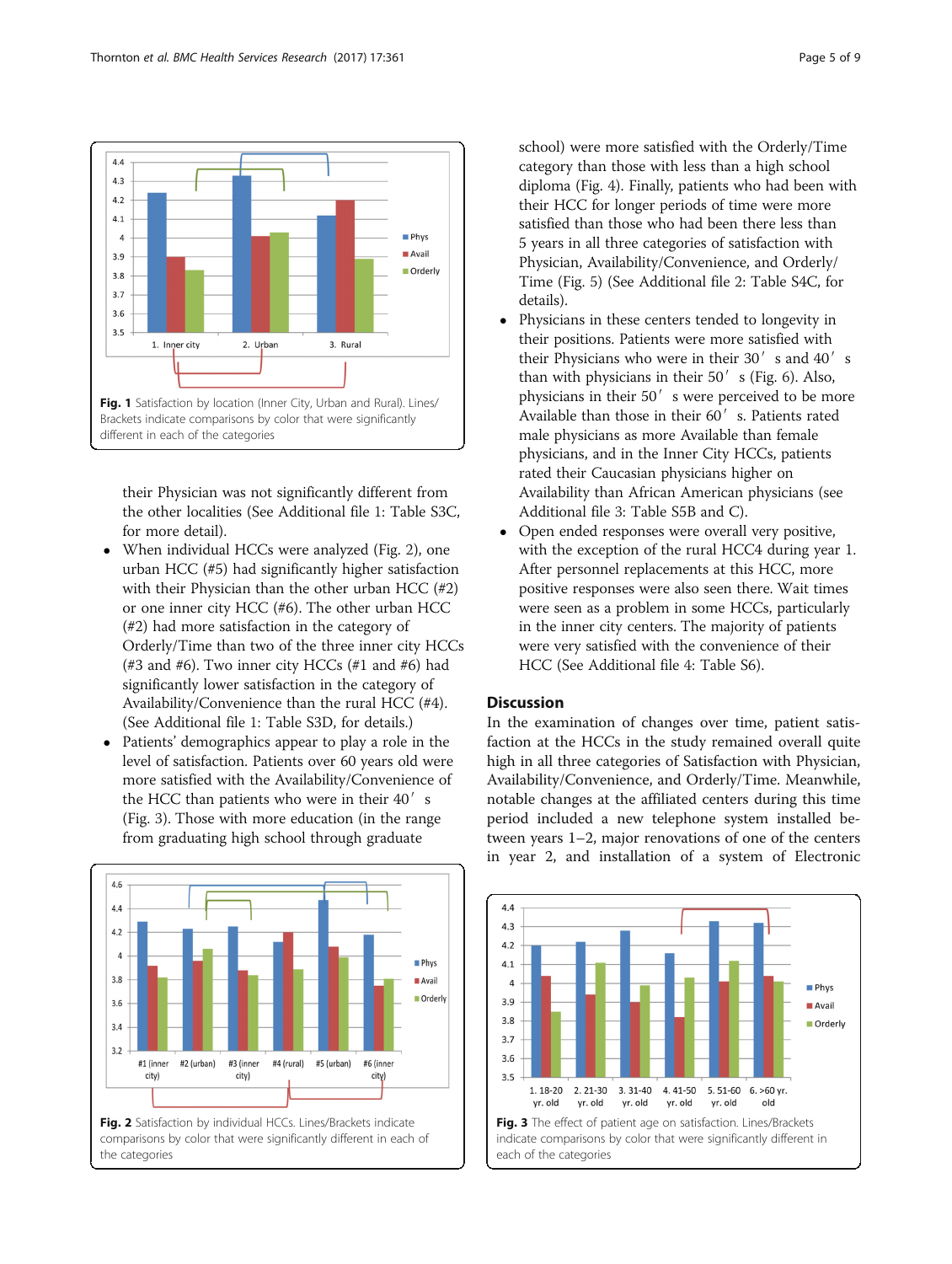their Physician was not significantly different from the other localities (See Additional file 1: Table S3C, for more detail).

- When individual HCCs were analyzed (Fig. 2), one urban HCC (#5) had significantly higher satisfaction with their Physician than the other urban HCC (#2) or one inner city HCC (#6). The other urban HCC (#2) had more satisfaction in the category of Orderly/Time than two of the three inner city HCCs (#3 and #6). Two inner city HCCs (#1 and #6) had significantly lower satisfaction in the category of Availability/Convenience than the rural HCC (#4). (See Additional file 1: Table S3D, for details.)
- Patients' demographics appear to play a role in the level of satisfaction. Patients over 60 years old were more satisfied with the Availability/Convenience of the HCC than patients who were in their 40′ s (Fig. 3). Those with more education (in the range from graduating high school through graduate school) were more satisfied with the Orderly/Time category than those with less than a high school diploma (Fig. 4). Finally, patients who had been with their HCC for longer periods of time were more satisfied than those who had been there less than 5 years in all three categories of satisfaction with Physician, Availability/Convenience, and Orderly/Time (Fig. 5) (See Additional file 2: Table S4C, for details).
- Physicians in these centers tended to longevity in their positions. Patients were more satisfied with their Physicians who were in their 30′ s and 40′ s than with physicians in their 50′ s (Fig. 6). Also, physicians in their 50′ s were perceived to be more Available than those in their 60′ s. Patients rated male physicians as more Available than female physicians, and in the Inner City HCCs, patients rated their Caucasian physicians higher on Availability than African American physicians (see Additional file 3: Table S5B and C).
- Open ended responses were overall very positive, with the exception of the rural HCC4 during year 1. After personnel replacements at this HCC, more positive responses were also seen there. Wait times were seen as a problem in some HCCs, particularly in the inner city centers. The majority of patients were very satisfied with the convenience of their HCC (See Additional file 4: Table S6).

**Fig. 1** Satisfaction by location (Inner City, Urban and Rural). Lines/ Brackets indicate comparisons by color that were significantly different in each of the categories

**Fig. 2** Satisfaction by individual HCCs. Lines/Brackets indicate comparisons by color that were significantly different in each of the categories

**Fig. 3** The effect of patient age on satisfaction. Lines/Brackets indicate comparisons by color that were significantly different in each of the categories

## Discussion

In the examination of changes over time, patient satisfaction at the HCCs in the study remained overall quite high in all three categories of Satisfaction with Physician, Availability/Convenience, and Orderly/Time. Meanwhile, notable changes at the affiliated centers during this time period included a new telephone system installed between years 1–2, major renovations of one of the centers in year 2, and installation of a system of Electronic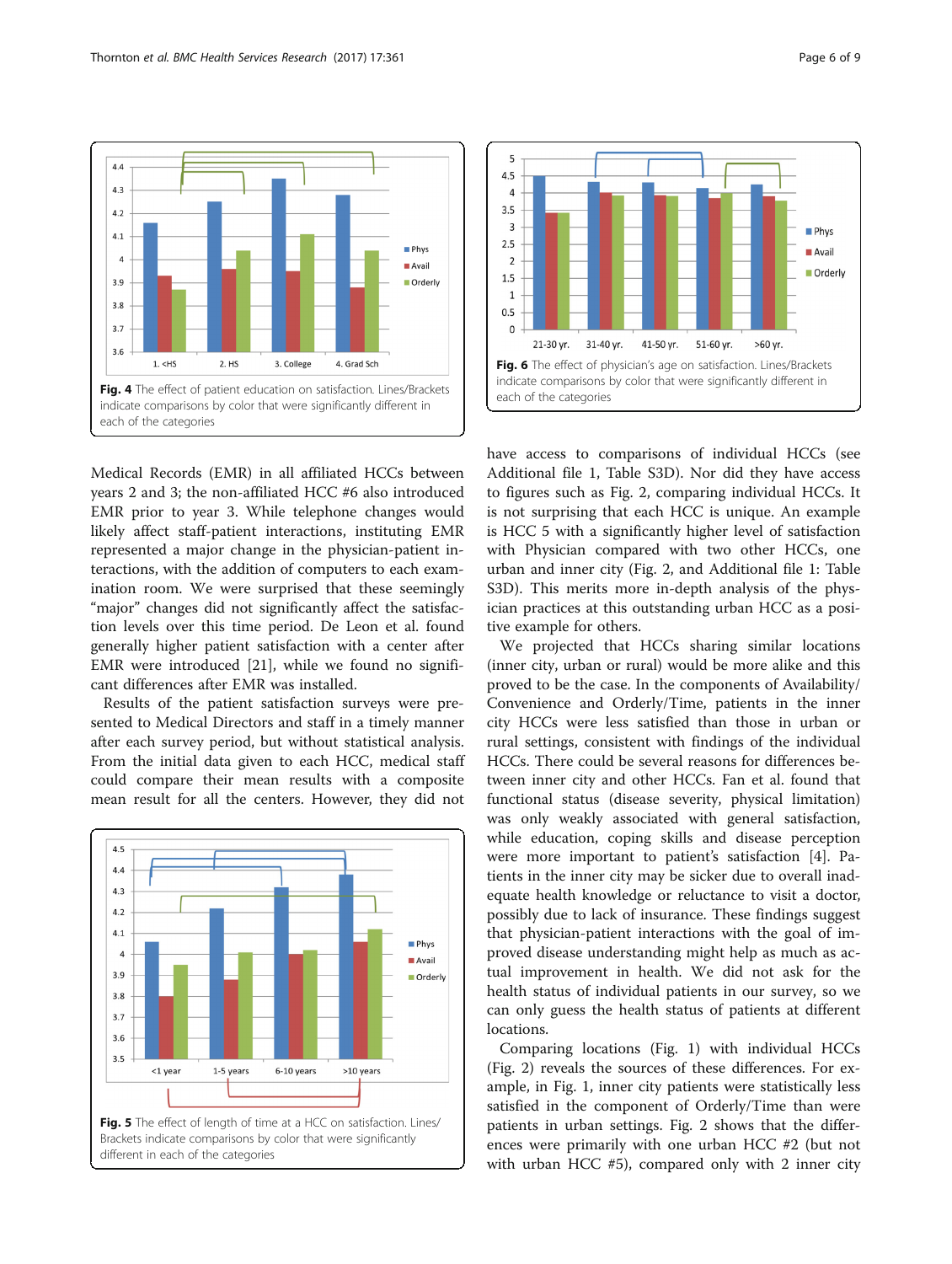Fig. 4 The effect of patient education on satisfaction. Lines/Brackets indicate comparisons by color that were significantly different in each of the categories

Fig. 6 The effect of physician's age on satisfaction. Lines/Brackets indicate comparisons by color that were significantly different in each of the categories

Medical Records (EMR) in all affiliated HCCs between years 2 and 3; the non-affiliated HCC #6 also introduced EMR prior to year 3. While telephone changes would likely affect staff-patient interactions, instituting EMR represented a major change in the physician-patient interactions, with the addition of computers to each examination room. We were surprised that these seemingly "major" changes did not significantly affect the satisfaction levels over this time period. De Leon et al. found generally higher patient satisfaction with a center after EMR were introduced [21], while we found no significant differences after EMR was installed.

Results of the patient satisfaction surveys were presented to Medical Directors and staff in a timely manner after each survey period, but without statistical analysis. From the initial data given to each HCC, medical staff could compare their mean results with a composite mean result for all the centers. However, they did not have access to comparisons of individual HCCs (see Additional file 1, Table S3D). Nor did they have access to figures such as Fig. 2, comparing individual HCCs. It is not surprising that each HCC is unique. An example is HCC 5 with a significantly higher level of satisfaction with Physician compared with two other HCCs, one urban and inner city (Fig. 2, and Additional file 1: Table S3D). This merits more in-depth analysis of the physician practices at this outstanding urban HCC as a positive example for others.

Fig. 5 The effect of length of time at a HCC on satisfaction. Lines/Brackets indicate comparisons by color that were significantly different in each of the categories

We projected that HCCs sharing similar locations (inner city, urban or rural) would be more alike and this proved to be the case. In the components of Availability/Convenience and Orderly/Time, patients in the inner city HCCs were less satisfied than those in urban or rural settings, consistent with findings of the individual HCCs. There could be several reasons for differences between inner city and other HCCs. Fan et al. found that functional status (disease severity, physical limitation) was only weakly associated with general satisfaction, while education, coping skills and disease perception were more important to patient's satisfaction [4]. Patients in the inner city may be sicker due to overall inadequate health knowledge or reluctance to visit a doctor, possibly due to lack of insurance. These findings suggest that physician-patient interactions with the goal of improved disease understanding might help as much as actual improvement in health. We did not ask for the health status of individual patients in our survey, so we can only guess the health status of patients at different locations.

Comparing locations (Fig. 1) with individual HCCs (Fig. 2) reveals the sources of these differences. For example, in Fig. 1, inner city patients were statistically less satisfied in the component of Orderly/Time than were patients in urban settings. Fig. 2 shows that the differences were primarily with one urban HCC #2 (but not with urban HCC #5), compared only with 2 inner city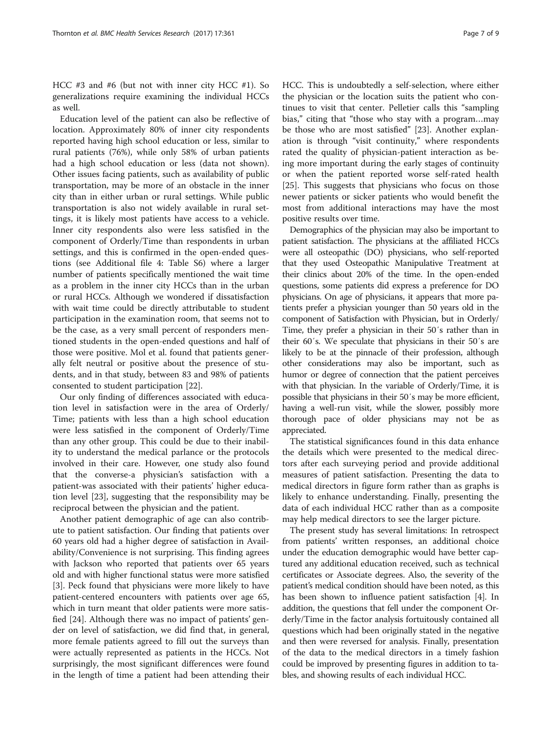HCC #3 and #6 (but not with inner city HCC #1). So generalizations require examining the individual HCCs as well.

Education level of the patient can also be reflective of location. Approximately 80% of inner city respondents reported having high school education or less, similar to rural patients (76%), while only 58% of urban patients had a high school education or less (data not shown). Other issues facing patients, such as availability of public transportation, may be more of an obstacle in the inner city than in either urban or rural settings. While public transportation is also not widely available in rural settings, it is likely most patients have access to a vehicle. Inner city respondents also were less satisfied in the component of Orderly/Time than respondents in urban settings, and this is confirmed in the open-ended questions (see Additional file 4: Table S6) where a larger number of patients specifically mentioned the wait time as a problem in the inner city HCCs than in the urban or rural HCCs. Although we wondered if dissatisfaction with wait time could be directly attributable to student participation in the examination room, that seems not to be the case, as a very small percent of responders mentioned students in the open-ended questions and half of those were positive. Mol et al. found that patients generally felt neutral or positive about the presence of students, and in that study, between 83 and 98% of patients consented to student participation [22].

Our only finding of differences associated with education level in satisfaction were in the area of Orderly/Time; patients with less than a high school education were less satisfied in the component of Orderly/Time than any other group. This could be due to their inability to understand the medical parlance or the protocols involved in their care. However, one study also found that the converse-a physician's satisfaction with a patient-was associated with their patients' higher education level [23], suggesting that the responsibility may be reciprocal between the physician and the patient.

Another patient demographic of age can also contribute to patient satisfaction. Our finding that patients over 60 years old had a higher degree of satisfaction in Availability/Convenience is not surprising. This finding agrees with Jackson who reported that patients over 65 years old and with higher functional status were more satisfied [3]. Peck found that physicians were more likely to have patient-centered encounters with patients over age 65, which in turn meant that older patients were more satisfied [24]. Although there was no impact of patients' gender on level of satisfaction, we did find that, in general, more female patients agreed to fill out the surveys than were actually represented as patients in the HCCs. Not surprisingly, the most significant differences were found in the length of time a patient had been attending their HCC. This is undoubtedly a self-selection, where either the physician or the location suits the patient who continues to visit that center. Pelletier calls this "sampling bias," citing that "those who stay with a program…may be those who are most satisfied" [23]. Another explanation is through "visit continuity," where respondents rated the quality of physician-patient interaction as being more important during the early stages of continuity or when the patient reported worse self-rated health [25]. This suggests that physicians who focus on those newer patients or sicker patients who would benefit the most from additional interactions may have the most positive results over time.

Demographics of the physician may also be important to patient satisfaction. The physicians at the affiliated HCCs were all osteopathic (DO) physicians, who self-reported that they used Osteopathic Manipulative Treatment at their clinics about 20% of the time. In the open-ended questions, some patients did express a preference for DO physicians. On age of physicians, it appears that more patients prefer a physician younger than 50 years old in the component of Satisfaction with Physician, but in Orderly/Time, they prefer a physician in their 50´s rather than in their 60´s. We speculate that physicians in their 50´s are likely to be at the pinnacle of their profession, although other considerations may also be important, such as humor or degree of connection that the patient perceives with that physician. In the variable of Orderly/Time, it is possible that physicians in their 50´s may be more efficient, having a well-run visit, while the slower, possibly more thorough pace of older physicians may not be as appreciated.

The statistical significances found in this data enhance the details which were presented to the medical directors after each surveying period and provide additional measures of patient satisfaction. Presenting the data to medical directors in figure form rather than as graphs is likely to enhance understanding. Finally, presenting the data of each individual HCC rather than as a composite may help medical directors to see the larger picture.

The present study has several limitations: In retrospect from patients' written responses, an additional choice under the education demographic would have better captured any additional education received, such as technical certificates or Associate degrees. Also, the severity of the patient's medical condition should have been noted, as this has been shown to influence patient satisfaction [4]. In addition, the questions that fell under the component Orderly/Time in the factor analysis fortuitously contained all questions which had been originally stated in the negative and then were reversed for analysis. Finally, presentation of the data to the medical directors in a timely fashion could be improved by presenting figures in addition to tables, and showing results of each individual HCC.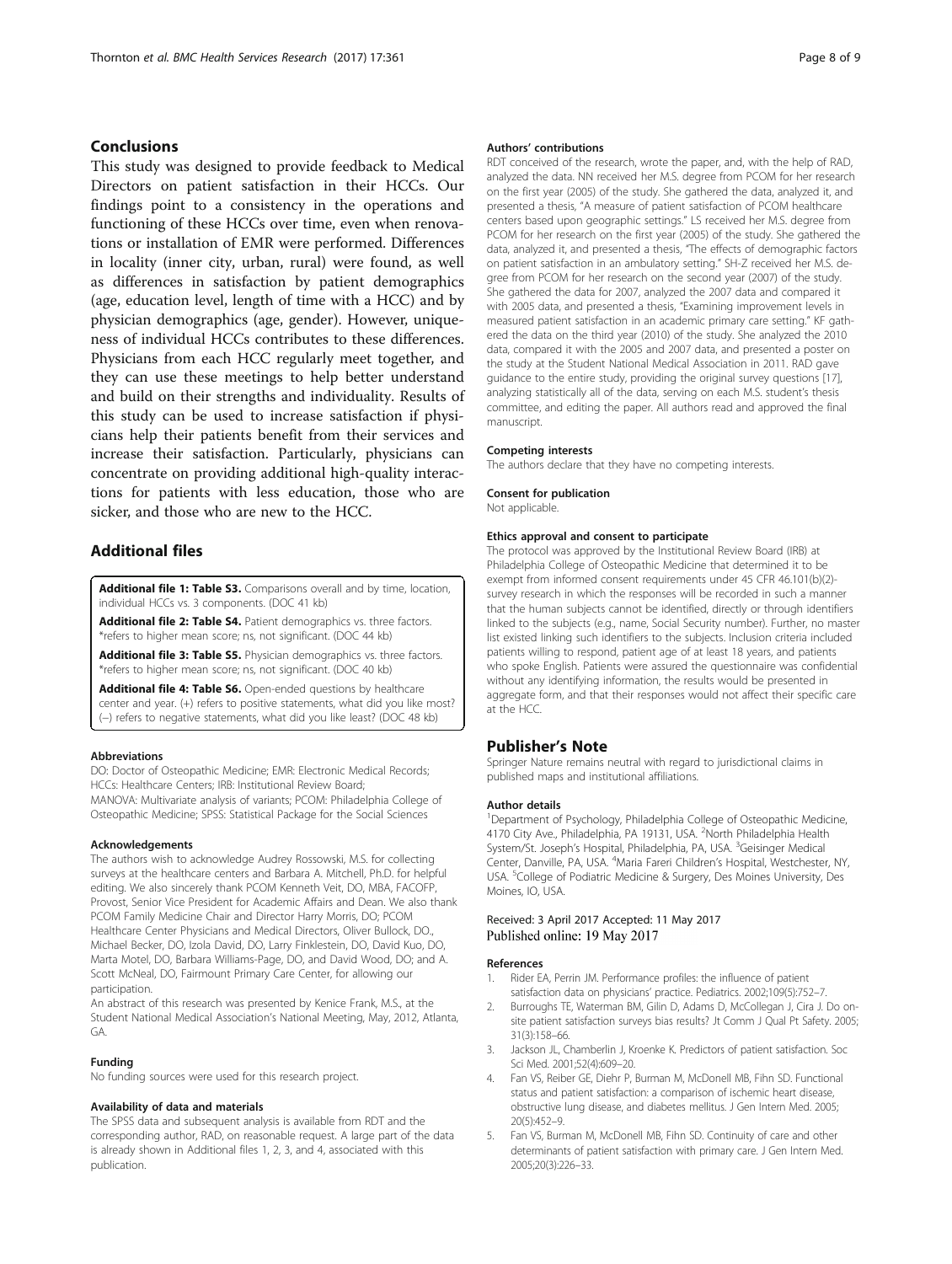## Conclusions

This study was designed to provide feedback to Medical Directors on patient satisfaction in their HCCs. Our findings point to a consistency in the operations and functioning of these HCCs over time, even when renovations or installation of EMR were performed. Differences in locality (inner city, urban, rural) were found, as well as differences in satisfaction by patient demographics (age, education level, length of time with a HCC) and by physician demographics (age, gender). However, uniqueness of individual HCCs contributes to these differences. Physicians from each HCC regularly meet together, and they can use these meetings to help better understand and build on their strengths and individuality. Results of this study can be used to increase satisfaction if physicians help their patients benefit from their services and increase their satisfaction. Particularly, physicians can concentrate on providing additional high-quality interactions for patients with less education, those who are sicker, and those who are new to the HCC.

## Additional files

**Additional file 1: Table S3.** Comparisons overall and by time, location, individual HCCs vs. 3 components. (DOC 41 kb)

**Additional file 2: Table S4.** Patient demographics vs. three factors. *refers to higher mean score; ns, not significant. (DOC 44 kb)

**Additional file 3: Table S5.** Physician demographics vs. three factors. *refers to higher mean score; ns, not significant. (DOC 40 kb)

**Additional file 4: Table S6.** Open-ended questions by healthcare center and year. (+) refers to positive statements, what did you like most? (–) refers to negative statements, what did you like least? (DOC 48 kb)

#### Abbreviations

DO: Doctor of Osteopathic Medicine; EMR: Electronic Medical Records; HCCs: Healthcare Centers; IRB: Institutional Review Board; MANOVA: Multivariate analysis of variants; PCOM: Philadelphia College of Osteopathic Medicine; SPSS: Statistical Package for the Social Sciences

#### Acknowledgements

The authors wish to acknowledge Audrey Rossowski, M.S. for collecting surveys at the healthcare centers and Barbara A. Mitchell, Ph.D. for helpful editing. We also sincerely thank PCOM Kenneth Veit, DO, MBA, FACOFP, Provost, Senior Vice President for Academic Affairs and Dean. We also thank PCOM Family Medicine Chair and Director Harry Morris, DO; PCOM Healthcare Center Physicians and Medical Directors, Oliver Bullock, DO., Michael Becker, DO, Izola David, DO, Larry Finklestein, DO, David Kuo, DO, Marta Motel, DO, Barbara Williams-Page, DO, and David Wood, DO; and A. Scott McNeal, DO, Fairmount Primary Care Center, for allowing our participation.

An abstract of this research was presented by Kenice Frank, M.S., at the Student National Medical Association's National Meeting, May, 2012, Atlanta, GA.

#### Funding

No funding sources were used for this research project.

#### Availability of data and materials

The SPSS data and subsequent analysis is available from RDT and the corresponding author, RAD, on reasonable request. A large part of the data is already shown in Additional files 1, 2, 3, and 4, associated with this publication.

#### Authors' contributions

RDT conceived of the research, wrote the paper, and, with the help of RAD, analyzed the data. NN received her M.S. degree from PCOM for her research on the first year (2005) of the study. She gathered the data, analyzed it, and presented a thesis, "A measure of patient satisfaction of PCOM healthcare centers based upon geographic settings." LS received her M.S. degree from PCOM for her research on the first year (2005) of the study. She gathered the data, analyzed it, and presented a thesis, "The effects of demographic factors on patient satisfaction in an ambulatory setting." SH-Z received her M.S. degree from PCOM for her research on the second year (2007) of the study. She gathered the data for 2007, analyzed the 2007 data and compared it with 2005 data, and presented a thesis, "Examining improvement levels in measured patient satisfaction in an academic primary care setting." KF gathered the data on the third year (2010) of the study. She analyzed the 2010 data, compared it with the 2005 and 2007 data, and presented a poster on the study at the Student National Medical Association in 2011. RAD gave guidance to the entire study, providing the original survey questions [17], analyzing statistically all of the data, serving on each M.S. student's thesis committee, and editing the paper. All authors read and approved the final manuscript.

#### Competing interests

The authors declare that they have no competing interests.

#### Consent for publication

Not applicable.

#### Ethics approval and consent to participate

The protocol was approved by the Institutional Review Board (IRB) at Philadelphia College of Osteopathic Medicine that determined it to be exempt from informed consent requirements under 45 CFR 46.101(b)(2)-survey research in which the responses will be recorded in such a manner that the human subjects cannot be identified, directly or through identifiers linked to the subjects (e.g., name, Social Security number). Further, no master list existed linking such identifiers to the subjects. Inclusion criteria included patients willing to respond, patient age of at least 18 years, and patients who spoke English. Patients were assured the questionnaire was confidential without any identifying information, the results would be presented in aggregate form, and that their responses would not affect their specific care at the HCC.

## Publisher's Note

Springer Nature remains neutral with regard to jurisdictional claims in published maps and institutional affiliations.

#### Author details

[1]Department of Psychology, Philadelphia College of Osteopathic Medicine, 4170 City Ave., Philadelphia, PA 19131, USA. [2]North Philadelphia Health System/St. Joseph's Hospital, Philadelphia, PA, USA. [3]Geisinger Medical Center, Danville, PA, USA. [4]Maria Fareri Children's Hospital, Westchester, NY, USA. [5]College of Podiatric Medicine & Surgery, Des Moines University, Des Moines, IO, USA.

Received: 3 April 2017 Accepted: 11 May 2017
Published online: 19 May 2017

#### References

1. Rider EA, Perrin JM. Performance profiles: the influence of patient satisfaction data on physicians' practice. Pediatrics. 2002;109(5):752–7.
2. Burroughs TE, Waterman BM, Gilin D, Adams D, McCollegan J, Cira J. Do on-site patient satisfaction surveys bias results? Jt Comm J Qual Pt Safety. 2005; 31(3):158–66.
3. Jackson JL, Chamberlin J, Kroenke K. Predictors of patient satisfaction. Soc Sci Med. 2001;52(4):609–20.
4. Fan VS, Reiber GE, Diehr P, Burman M, McDonell MB, Fihn SD. Functional status and patient satisfaction: a comparison of ischemic heart disease, obstructive lung disease, and diabetes mellitus. J Gen Intern Med. 2005; 20(5):452–9.
5. Fan VS, Burman M, McDonell MB, Fihn SD. Continuity of care and other determinants of patient satisfaction with primary care. J Gen Intern Med. 2005;20(3):226–33.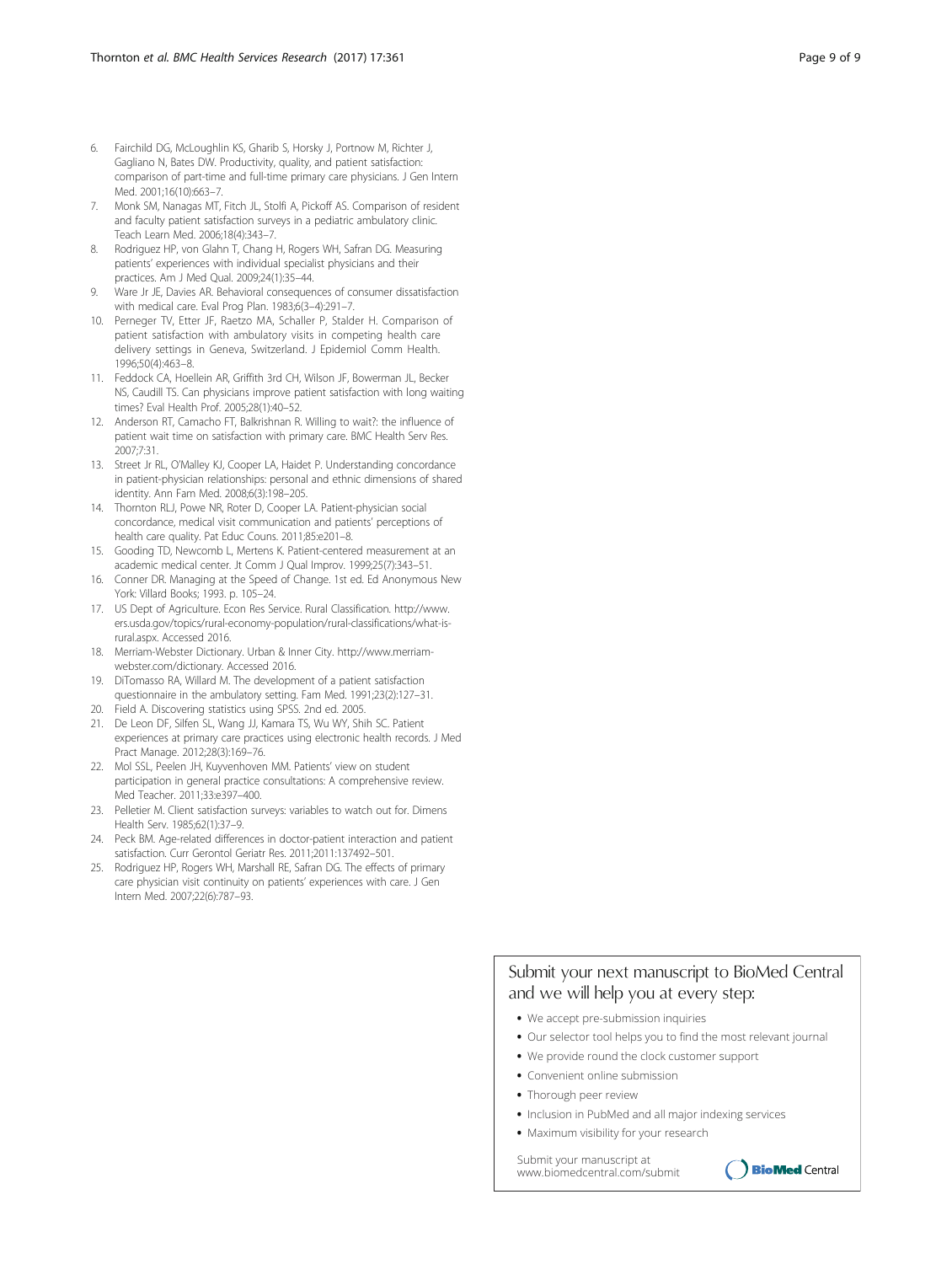6. Fairchild DG, McLoughlin KS, Gharib S, Horsky J, Portnow M, Richter J, Gagliano N, Bates DW. Productivity, quality, and patient satisfaction: comparison of part-time and full-time primary care physicians. J Gen Intern Med. 2001;16(10):663–7.
7. Monk SM, Nanagas MT, Fitch JL, Stolfi A, Pickoff AS. Comparison of resident and faculty patient satisfaction surveys in a pediatric ambulatory clinic. Teach Learn Med. 2006;18(4):343–7.
8. Rodriguez HP, von Glahn T, Chang H, Rogers WH, Safran DG. Measuring patients' experiences with individual specialist physicians and their practices. Am J Med Qual. 2009;24(1):35–44.
9. Ware Jr JE, Davies AR. Behavioral consequences of consumer dissatisfaction with medical care. Eval Prog Plan. 1983;6(3–4):291–7.
10. Perneger TV, Etter JF, Raetzo MA, Schaller P, Stalder H. Comparison of patient satisfaction with ambulatory visits in competing health care delivery settings in Geneva, Switzerland. J Epidemiol Comm Health. 1996;50(4):463–8.
11. Feddock CA, Hoellein AR, Griffith 3rd CH, Wilson JF, Bowerman JL, Becker NS, Caudill TS. Can physicians improve patient satisfaction with long waiting times? Eval Health Prof. 2005;28(1):40–52.
12. Anderson RT, Camacho FT, Balkrishnan R. Willing to wait?: the influence of patient wait time on satisfaction with primary care. BMC Health Serv Res. 2007;7:31.
13. Street Jr RL, O'Malley KJ, Cooper LA, Haidet P. Understanding concordance in patient-physician relationships: personal and ethnic dimensions of shared identity. Ann Fam Med. 2008;6(3):198–205.
14. Thornton RLJ, Powe NR, Roter D, Cooper LA. Patient-physician social concordance, medical visit communication and patients' perceptions of health care quality. Pat Educ Couns. 2011;85:e201–8.
15. Gooding TD, Newcomb L, Mertens K. Patient-centered measurement at an academic medical center. Jt Comm J Qual Improv. 1999;25(7):343–51.
16. Conner DR. Managing at the Speed of Change. 1st ed. Ed Anonymous New York: Villard Books; 1993. p. 105–24.
17. US Dept of Agriculture. Econ Res Service. Rural Classification. http://www.ers.usda.gov/topics/rural-economy-population/rural-classifications/what-is-rural.aspx. Accessed 2016.
18. Merriam-Webster Dictionary. Urban & Inner City. http://www.merriam-webster.com/dictionary. Accessed 2016.
19. DiTomasso RA, Willard M. The development of a patient satisfaction questionnaire in the ambulatory setting. Fam Med. 1991;23(2):127–31.
20. Field A. Discovering statistics using SPSS. 2nd ed. 2005.
21. De Leon DF, Silfen SL, Wang JJ, Kamara TS, Wu WY, Shih SC. Patient experiences at primary care practices using electronic health records. J Med Pract Manage. 2012;28(3):169–76.
22. Mol SSL, Peelen JH, Kuyvenhoven MM. Patients' view on student participation in general practice consultations: A comprehensive review. Med Teacher. 2011;33:e397–400.
23. Pelletier M. Client satisfaction surveys: variables to watch out for. Dimens Health Serv. 1985;62(1):37–9.
24. Peck BM. Age-related differences in doctor-patient interaction and patient satisfaction. Curr Gerontol Geriatr Res. 2011;2011:137492–501.
25. Rodriguez HP, Rogers WH, Marshall RE, Safran DG. The effects of primary care physician visit continuity on patients' experiences with care. J Gen Intern Med. 2007;22(6):787–93.

Submit your next manuscript to BioMed Central and we will help you at every step:

- We accept pre-submission inquiries
- Our selector tool helps you to find the most relevant journal
- We provide round the clock customer support
- Convenient online submission
- Thorough peer review
- Inclusion in PubMed and all major indexing services
- Maximum visibility for your research

Submit your manuscript at www.biomedcentral.com/submit

BioMed Central